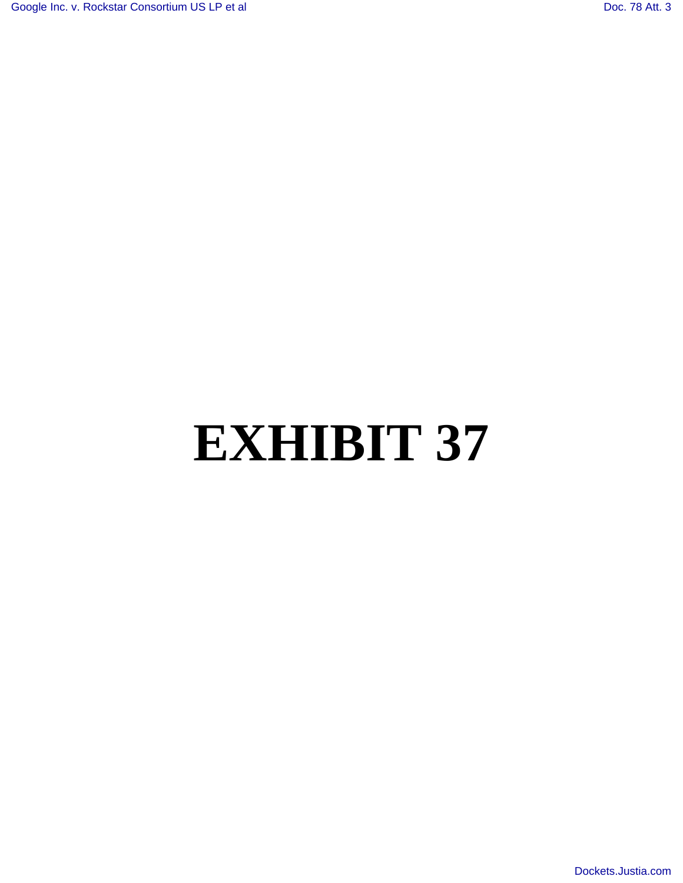# EXHIBIT 37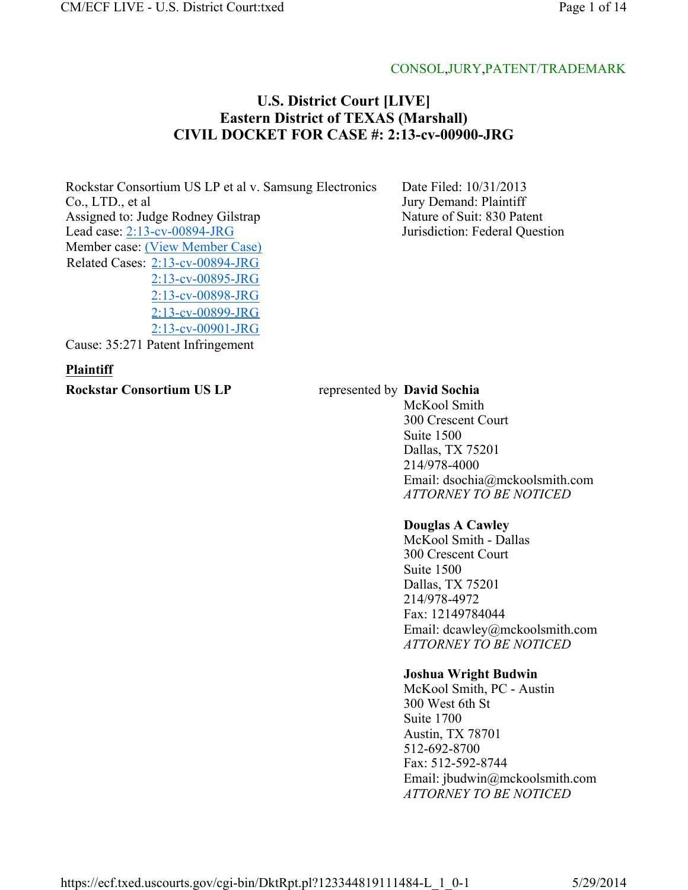CONSOL,JURY,PATENT/TRADEMARK

# U.S. District Court [LIVE]
# Eastern District of TEXAS (Marshall)
# CIVIL DOCKET FOR CASE #: 2:13-cv-00900-JRG

Rockstar Consortium US LP et al v. Samsung Electronics Co., LTD., et al
Assigned to: Judge Rodney Gilstrap
Lead case: 2:13-cv-00894-JRG
Member case: (View Member Case)
Related Cases: 2:13-cv-00894-JRG
2:13-cv-00895-JRG
2:13-cv-00898-JRG
2:13-cv-00899-JRG
2:13-cv-00901-JRG
Cause: 35:271 Patent Infringement

Date Filed: 10/31/2013
Jury Demand: Plaintiff
Nature of Suit: 830 Patent
Jurisdiction: Federal Question

**Plaintiff**

**Rockstar Consortium US LP** represented by

**David Sochia**
McKool Smith
300 Crescent Court
Suite 1500
Dallas, TX 75201
214/978-4000
Email: dsochia@mckoolsmith.com
*ATTORNEY TO BE NOTICED*

**Douglas A Cawley**
McKool Smith - Dallas
300 Crescent Court
Suite 1500
Dallas, TX 75201
214/978-4972
Fax: 12149784044
Email: dcawley@mckoolsmith.com
*ATTORNEY TO BE NOTICED*

**Joshua Wright Budwin**
McKool Smith, PC - Austin
300 West 6th St
Suite 1700
Austin, TX 78701
512-692-8700
Fax: 512-592-8744
Email: jbudwin@mckoolsmith.com
*ATTORNEY TO BE NOTICED*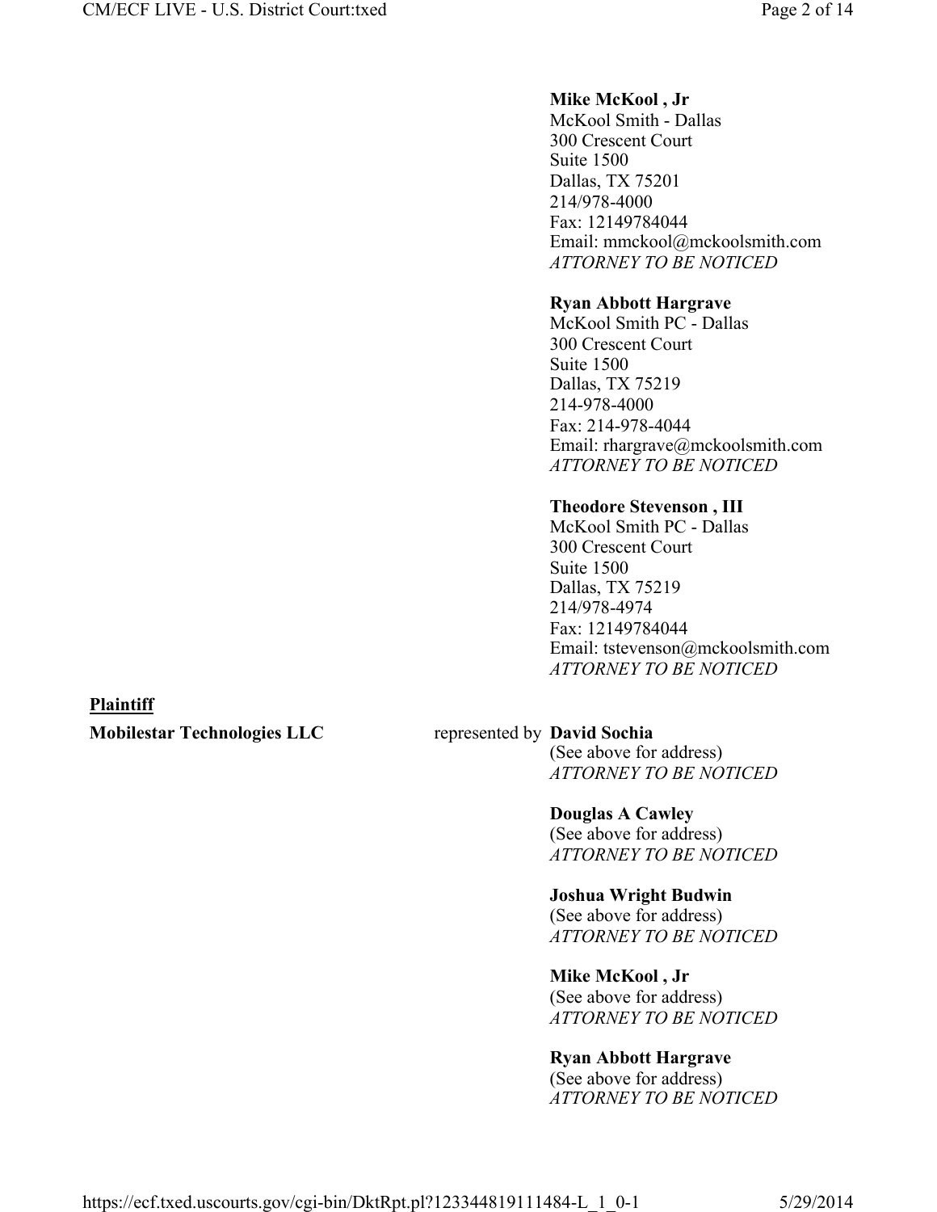**Mike McKool , Jr**
McKool Smith - Dallas
300 Crescent Court
Suite 1500
Dallas, TX 75201
214/978-4000
Fax: 12149784044
Email: mmckool@mckoolsmith.com
*ATTORNEY TO BE NOTICED*

**Ryan Abbott Hargrave**
McKool Smith PC - Dallas
300 Crescent Court
Suite 1500
Dallas, TX 75219
214-978-4000
Fax: 214-978-4044
Email: rhargrave@mckoolsmith.com
*ATTORNEY TO BE NOTICED*

**Theodore Stevenson , III**
McKool Smith PC - Dallas
300 Crescent Court
Suite 1500
Dallas, TX 75219
214/978-4974
Fax: 12149784044
Email: tstevenson@mckoolsmith.com
*ATTORNEY TO BE NOTICED*

**Plaintiff**

**Mobilestar Technologies LLC** represented by **David Sochia**
(See above for address)
*ATTORNEY TO BE NOTICED*

**Douglas A Cawley**
(See above for address)
*ATTORNEY TO BE NOTICED*

**Joshua Wright Budwin**
(See above for address)
*ATTORNEY TO BE NOTICED*

**Mike McKool , Jr**
(See above for address)
*ATTORNEY TO BE NOTICED*

**Ryan Abbott Hargrave**
(See above for address)
*ATTORNEY TO BE NOTICED*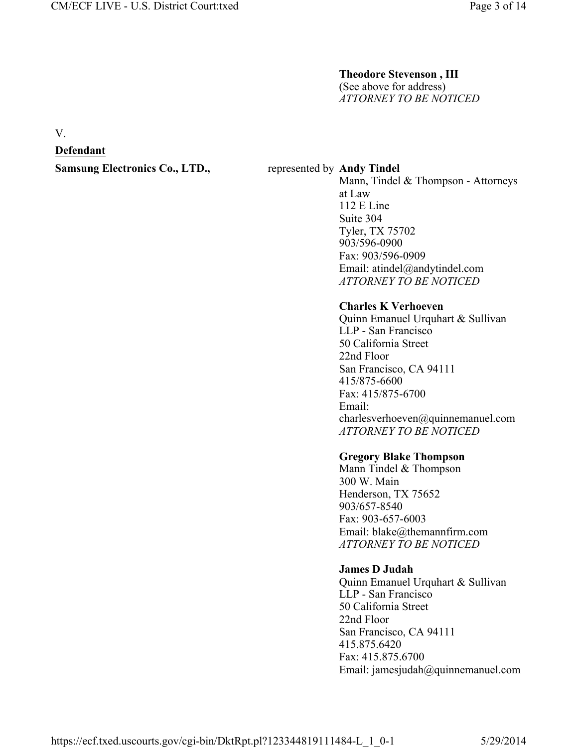**Theodore Stevenson , III**
(See above for address)
*ATTORNEY TO BE NOTICED*

V.

**Defendant**

**Samsung Electronics Co., LTD.,** represented by **Andy Tindel**
Mann, Tindel & Thompson - Attorneys at Law
112 E Line
Suite 304
Tyler, TX 75702
903/596-0900
Fax: 903/596-0909
Email: atindel@andytindel.com
*ATTORNEY TO BE NOTICED*

**Charles K Verhoeven**
Quinn Emanuel Urquhart & Sullivan LLP - San Francisco
50 California Street
22nd Floor
San Francisco, CA 94111
415/875-6600
Fax: 415/875-6700
Email: charlesverhoeven@quinnemanuel.com
*ATTORNEY TO BE NOTICED*

**Gregory Blake Thompson**
Mann Tindel & Thompson
300 W. Main
Henderson, TX 75652
903/657-8540
Fax: 903-657-6003
Email: blake@themannfirm.com
*ATTORNEY TO BE NOTICED*

**James D Judah**
Quinn Emanuel Urquhart & Sullivan LLP - San Francisco
50 California Street
22nd Floor
San Francisco, CA 94111
415.875.6420
Fax: 415.875.6700
Email: jamesjudah@quinnemanuel.com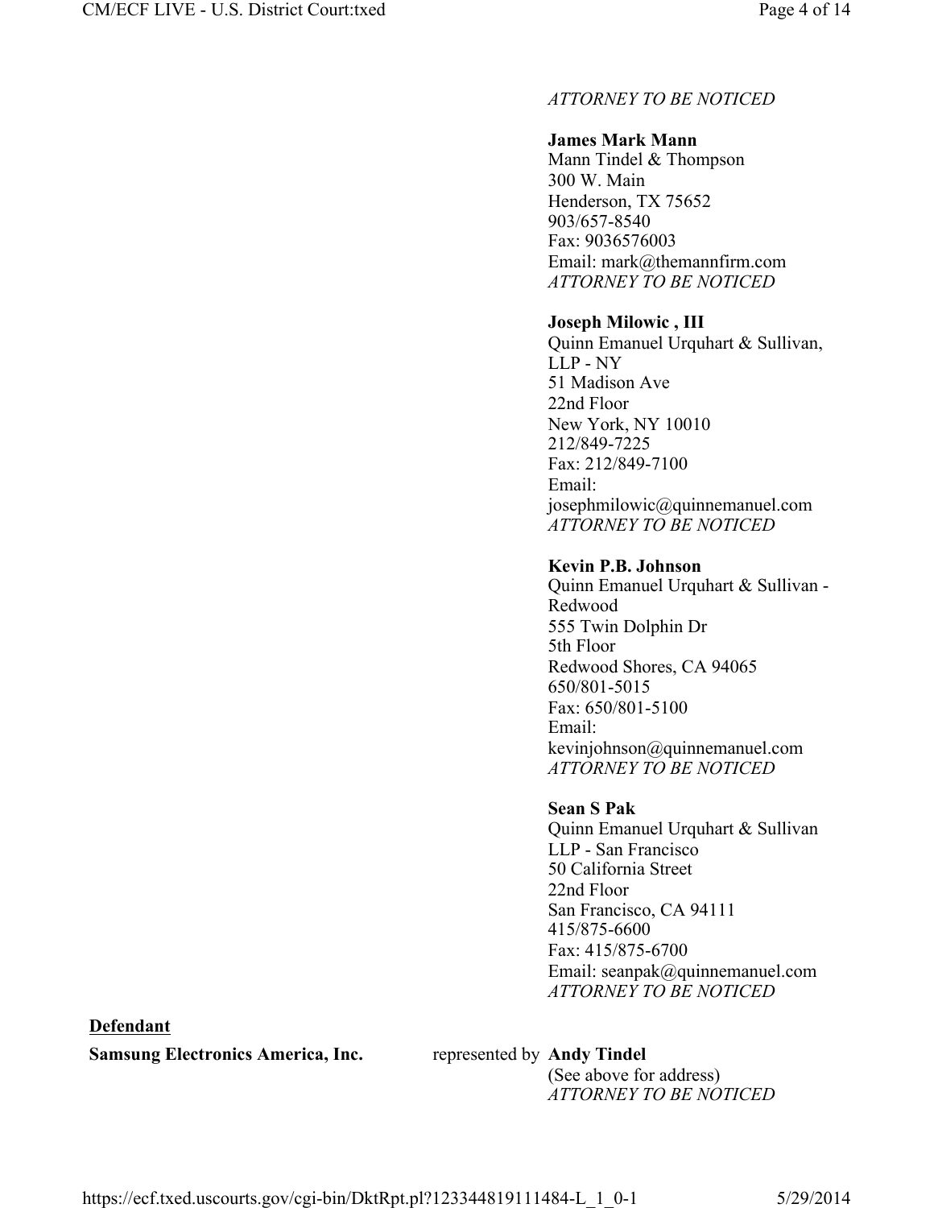*ATTORNEY TO BE NOTICED*

**James Mark Mann**
Mann Tindel & Thompson
300 W. Main
Henderson, TX 75652
903/657-8540
Fax: 9036576003
Email: mark@themannfirm.com
*ATTORNEY TO BE NOTICED*

**Joseph Milowic , III**
Quinn Emanuel Urquhart & Sullivan, LLP - NY
51 Madison Ave
22nd Floor
New York, NY 10010
212/849-7225
Fax: 212/849-7100
Email: josephmilowic@quinnemanuel.com
*ATTORNEY TO BE NOTICED*

**Kevin P.B. Johnson**
Quinn Emanuel Urquhart & Sullivan - Redwood
555 Twin Dolphin Dr
5th Floor
Redwood Shores, CA 94065
650/801-5015
Fax: 650/801-5100
Email: kevinjohnson@quinnemanuel.com
*ATTORNEY TO BE NOTICED*

**Sean S Pak**
Quinn Emanuel Urquhart & Sullivan LLP - San Francisco
50 California Street
22nd Floor
San Francisco, CA 94111
415/875-6600
Fax: 415/875-6700
Email: seanpak@quinnemanuel.com
*ATTORNEY TO BE NOTICED*

**Defendant**

**Samsung Electronics America, Inc.** represented by **Andy Tindel**
(See above for address)
*ATTORNEY TO BE NOTICED*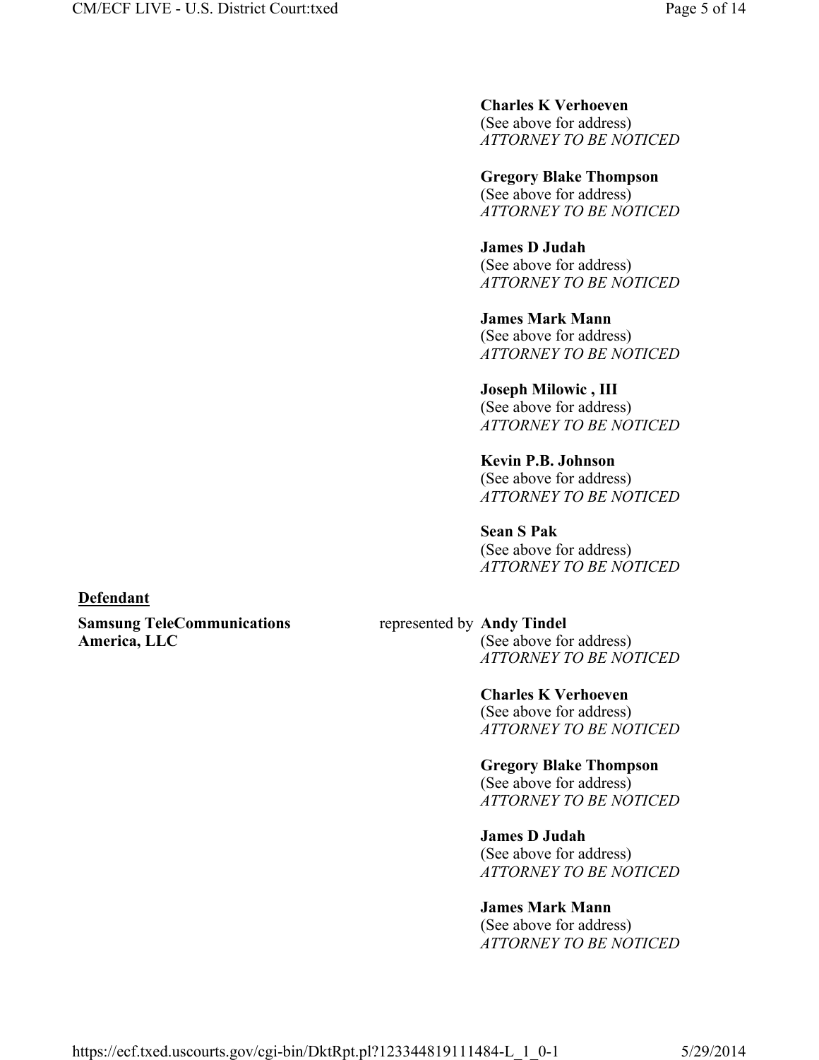**Charles K Verhoeven**
(See above for address)
*ATTORNEY TO BE NOTICED*

**Gregory Blake Thompson**
(See above for address)
*ATTORNEY TO BE NOTICED*

**James D Judah**
(See above for address)
*ATTORNEY TO BE NOTICED*

**James Mark Mann**
(See above for address)
*ATTORNEY TO BE NOTICED*

**Joseph Milowic , III**
(See above for address)
*ATTORNEY TO BE NOTICED*

**Kevin P.B. Johnson**
(See above for address)
*ATTORNEY TO BE NOTICED*

**Sean S Pak**
(See above for address)
*ATTORNEY TO BE NOTICED*

**Defendant**

**Samsung TeleCommunications America, LLC** represented by **Andy Tindel**
(See above for address)
*ATTORNEY TO BE NOTICED*

**Charles K Verhoeven**
(See above for address)
*ATTORNEY TO BE NOTICED*

**Gregory Blake Thompson**
(See above for address)
*ATTORNEY TO BE NOTICED*

**James D Judah**
(See above for address)
*ATTORNEY TO BE NOTICED*

**James Mark Mann**
(See above for address)
*ATTORNEY TO BE NOTICED*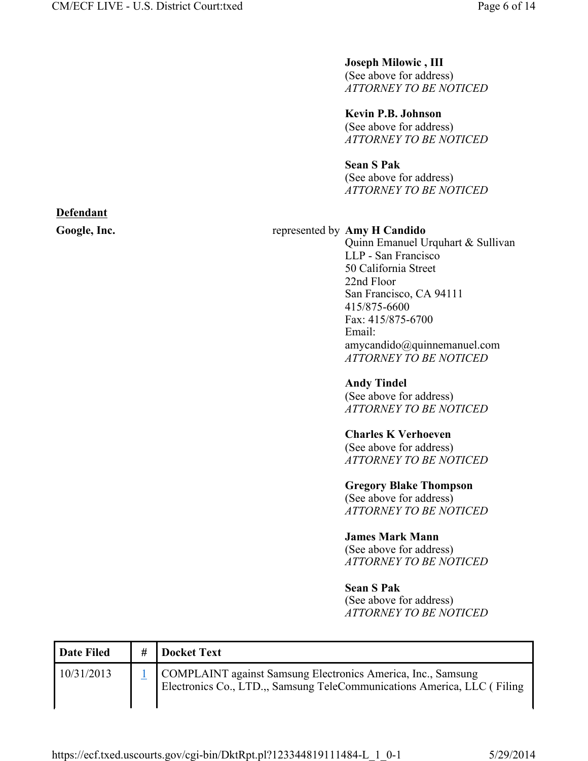**Joseph Milowic , III**
(See above for address)
*ATTORNEY TO BE NOTICED*

**Kevin P.B. Johnson**
(See above for address)
*ATTORNEY TO BE NOTICED*

**Sean S Pak**
(See above for address)
*ATTORNEY TO BE NOTICED*

**Defendant**

**Google, Inc.** represented by **Amy H Candido**
Quinn Emanuel Urquhart & Sullivan LLP - San Francisco
50 California Street
22nd Floor
San Francisco, CA 94111
415/875-6600
Fax: 415/875-6700
Email: amycandido@quinnemanuel.com
*ATTORNEY TO BE NOTICED*

**Andy Tindel**
(See above for address)
*ATTORNEY TO BE NOTICED*

**Charles K Verhoeven**
(See above for address)
*ATTORNEY TO BE NOTICED*

**Gregory Blake Thompson**
(See above for address)
*ATTORNEY TO BE NOTICED*

**James Mark Mann**
(See above for address)
*ATTORNEY TO BE NOTICED*

**Sean S Pak**
(See above for address)
*ATTORNEY TO BE NOTICED*

| Date Filed | # | Docket Text |
|---|---|---|
| 10/31/2013 | 1 | COMPLAINT against Samsung Electronics America, Inc., Samsung Electronics Co., LTD.,, Samsung TeleCommunications America, LLC ( Filing |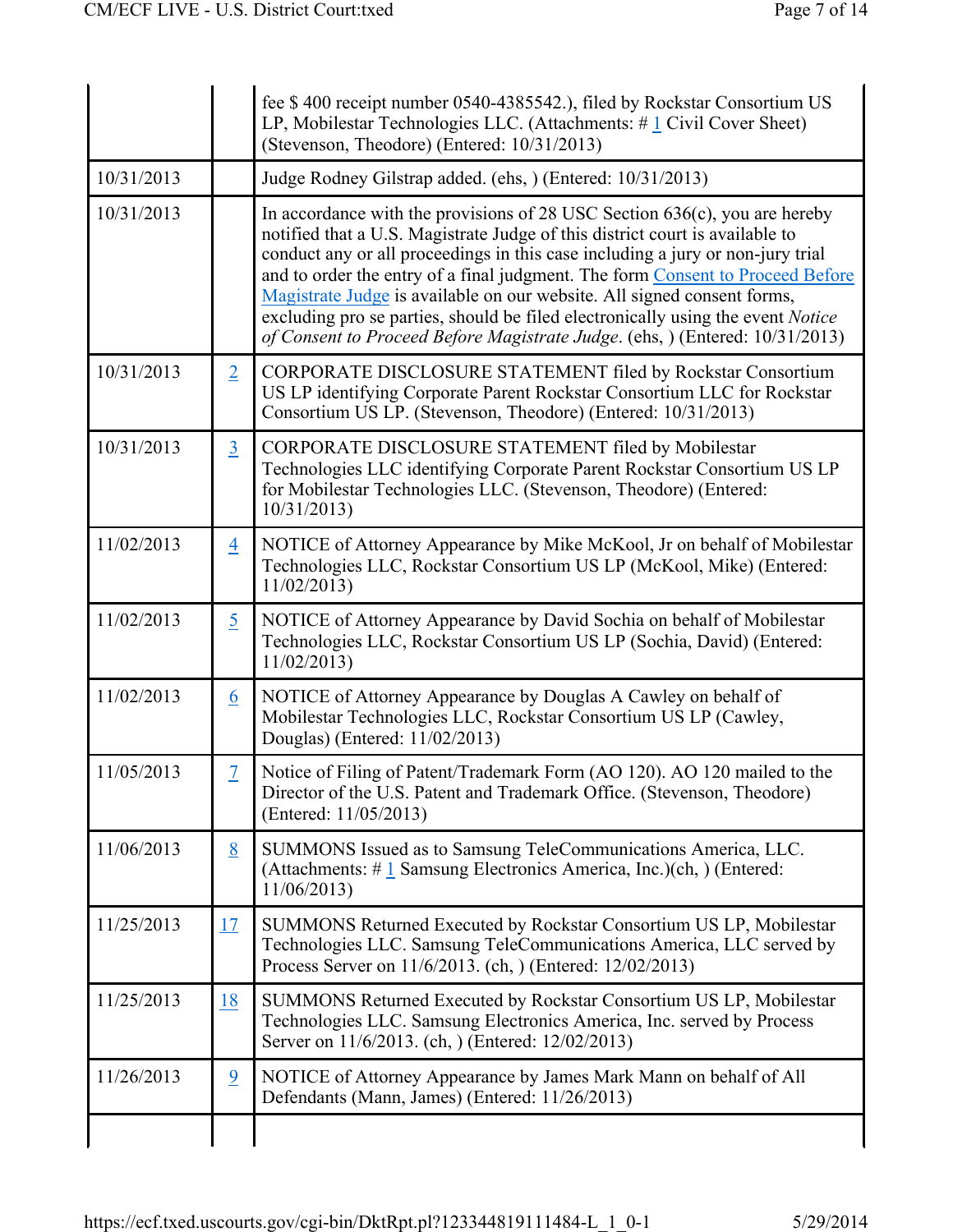| | | |
|---|---|---|
| | | fee $ 400 receipt number 0540-4385542.), filed by Rockstar Consortium US LP, Mobilestar Technologies LLC. (Attachments: # 1 Civil Cover Sheet) (Stevenson, Theodore) (Entered: 10/31/2013) |
| 10/31/2013 | | Judge Rodney Gilstrap added. (ehs, ) (Entered: 10/31/2013) |
| 10/31/2013 | | In accordance with the provisions of 28 USC Section 636(c), you are hereby notified that a U.S. Magistrate Judge of this district court is available to conduct any or all proceedings in this case including a jury or non-jury trial and to order the entry of a final judgment. The form Consent to Proceed Before Magistrate Judge is available on our website. All signed consent forms, excluding pro se parties, should be filed electronically using the event *Notice of Consent to Proceed Before Magistrate Judge*. (ehs, ) (Entered: 10/31/2013) |
| 10/31/2013 | 2 | CORPORATE DISCLOSURE STATEMENT filed by Rockstar Consortium US LP identifying Corporate Parent Rockstar Consortium LLC for Rockstar Consortium US LP. (Stevenson, Theodore) (Entered: 10/31/2013) |
| 10/31/2013 | 3 | CORPORATE DISCLOSURE STATEMENT filed by Mobilestar Technologies LLC identifying Corporate Parent Rockstar Consortium US LP for Mobilestar Technologies LLC. (Stevenson, Theodore) (Entered: 10/31/2013) |
| 11/02/2013 | 4 | NOTICE of Attorney Appearance by Mike McKool, Jr on behalf of Mobilestar Technologies LLC, Rockstar Consortium US LP (McKool, Mike) (Entered: 11/02/2013) |
| 11/02/2013 | 5 | NOTICE of Attorney Appearance by David Sochia on behalf of Mobilestar Technologies LLC, Rockstar Consortium US LP (Sochia, David) (Entered: 11/02/2013) |
| 11/02/2013 | 6 | NOTICE of Attorney Appearance by Douglas A Cawley on behalf of Mobilestar Technologies LLC, Rockstar Consortium US LP (Cawley, Douglas) (Entered: 11/02/2013) |
| 11/05/2013 | 7 | Notice of Filing of Patent/Trademark Form (AO 120). AO 120 mailed to the Director of the U.S. Patent and Trademark Office. (Stevenson, Theodore) (Entered: 11/05/2013) |
| 11/06/2013 | 8 | SUMMONS Issued as to Samsung TeleCommunications America, LLC. (Attachments: # 1 Samsung Electronics America, Inc.)(ch, ) (Entered: 11/06/2013) |
| 11/25/2013 | 17 | SUMMONS Returned Executed by Rockstar Consortium US LP, Mobilestar Technologies LLC. Samsung TeleCommunications America, LLC served by Process Server on 11/6/2013. (ch, ) (Entered: 12/02/2013) |
| 11/25/2013 | 18 | SUMMONS Returned Executed by Rockstar Consortium US LP, Mobilestar Technologies LLC. Samsung Electronics America, Inc. served by Process Server on 11/6/2013. (ch, ) (Entered: 12/02/2013) |
| 11/26/2013 | 9 | NOTICE of Attorney Appearance by James Mark Mann on behalf of All Defendants (Mann, James) (Entered: 11/26/2013) |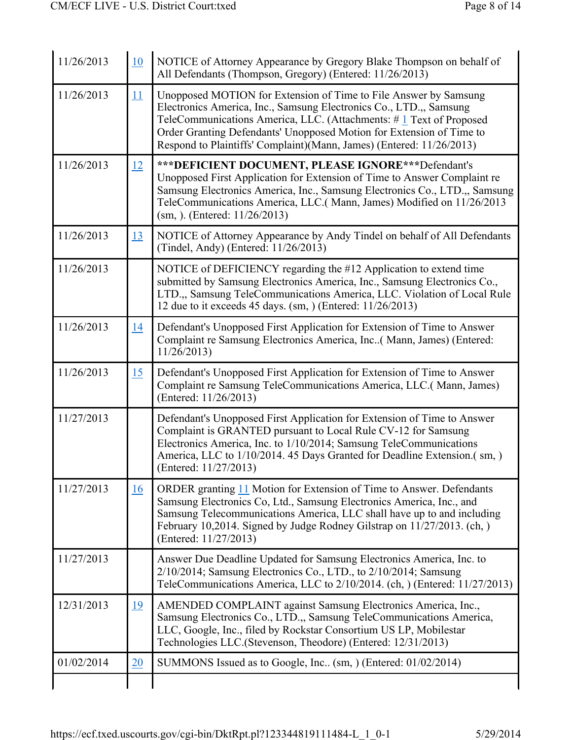| | | |
|---|---|---|
| 11/26/2013 | 10 | NOTICE of Attorney Appearance by Gregory Blake Thompson on behalf of All Defendants (Thompson, Gregory) (Entered: 11/26/2013) |
| 11/26/2013 | 11 | Unopposed MOTION for Extension of Time to File Answer by Samsung Electronics America, Inc., Samsung Electronics Co., LTD.,, Samsung TeleCommunications America, LLC. (Attachments: # 1 Text of Proposed Order Granting Defendants' Unopposed Motion for Extension of Time to Respond to Plaintiffs' Complaint)(Mann, James) (Entered: 11/26/2013) |
| 11/26/2013 | 12 | **\*\*\*DEFICIENT DOCUMENT, PLEASE IGNORE\*\*\***Defendant's Unopposed First Application for Extension of Time to Answer Complaint re Samsung Electronics America, Inc., Samsung Electronics Co., LTD.,, Samsung TeleCommunications America, LLC.( Mann, James) Modified on 11/26/2013 (sm, ). (Entered: 11/26/2013) |
| 11/26/2013 | 13 | NOTICE of Attorney Appearance by Andy Tindel on behalf of All Defendants (Tindel, Andy) (Entered: 11/26/2013) |
| 11/26/2013 | | NOTICE of DEFICIENCY regarding the #12 Application to extend time submitted by Samsung Electronics America, Inc., Samsung Electronics Co., LTD.,, Samsung TeleCommunications America, LLC. Violation of Local Rule 12 due to it exceeds 45 days. (sm, ) (Entered: 11/26/2013) |
| 11/26/2013 | 14 | Defendant's Unopposed First Application for Extension of Time to Answer Complaint re Samsung Electronics America, Inc..( Mann, James) (Entered: 11/26/2013) |
| 11/26/2013 | 15 | Defendant's Unopposed First Application for Extension of Time to Answer Complaint re Samsung TeleCommunications America, LLC.( Mann, James) (Entered: 11/26/2013) |
| 11/27/2013 | | Defendant's Unopposed First Application for Extension of Time to Answer Complaint is GRANTED pursuant to Local Rule CV-12 for Samsung Electronics America, Inc. to 1/10/2014; Samsung TeleCommunications America, LLC to 1/10/2014. 45 Days Granted for Deadline Extension.( sm, ) (Entered: 11/27/2013) |
| 11/27/2013 | 16 | ORDER granting 11 Motion for Extension of Time to Answer. Defendants Samsung Electronics Co, Ltd., Samsung Electronics America, Inc., and Samsung Telecommunications America, LLC shall have up to and including February 10,2014. Signed by Judge Rodney Gilstrap on 11/27/2013. (ch, ) (Entered: 11/27/2013) |
| 11/27/2013 | | Answer Due Deadline Updated for Samsung Electronics America, Inc. to 2/10/2014; Samsung Electronics Co., LTD., to 2/10/2014; Samsung TeleCommunications America, LLC to 2/10/2014. (ch, ) (Entered: 11/27/2013) |
| 12/31/2013 | 19 | AMENDED COMPLAINT against Samsung Electronics America, Inc., Samsung Electronics Co., LTD.,, Samsung TeleCommunications America, LLC, Google, Inc., filed by Rockstar Consortium US LP, Mobilestar Technologies LLC.(Stevenson, Theodore) (Entered: 12/31/2013) |
| 01/02/2014 | 20 | SUMMONS Issued as to Google, Inc.. (sm, ) (Entered: 01/02/2014) |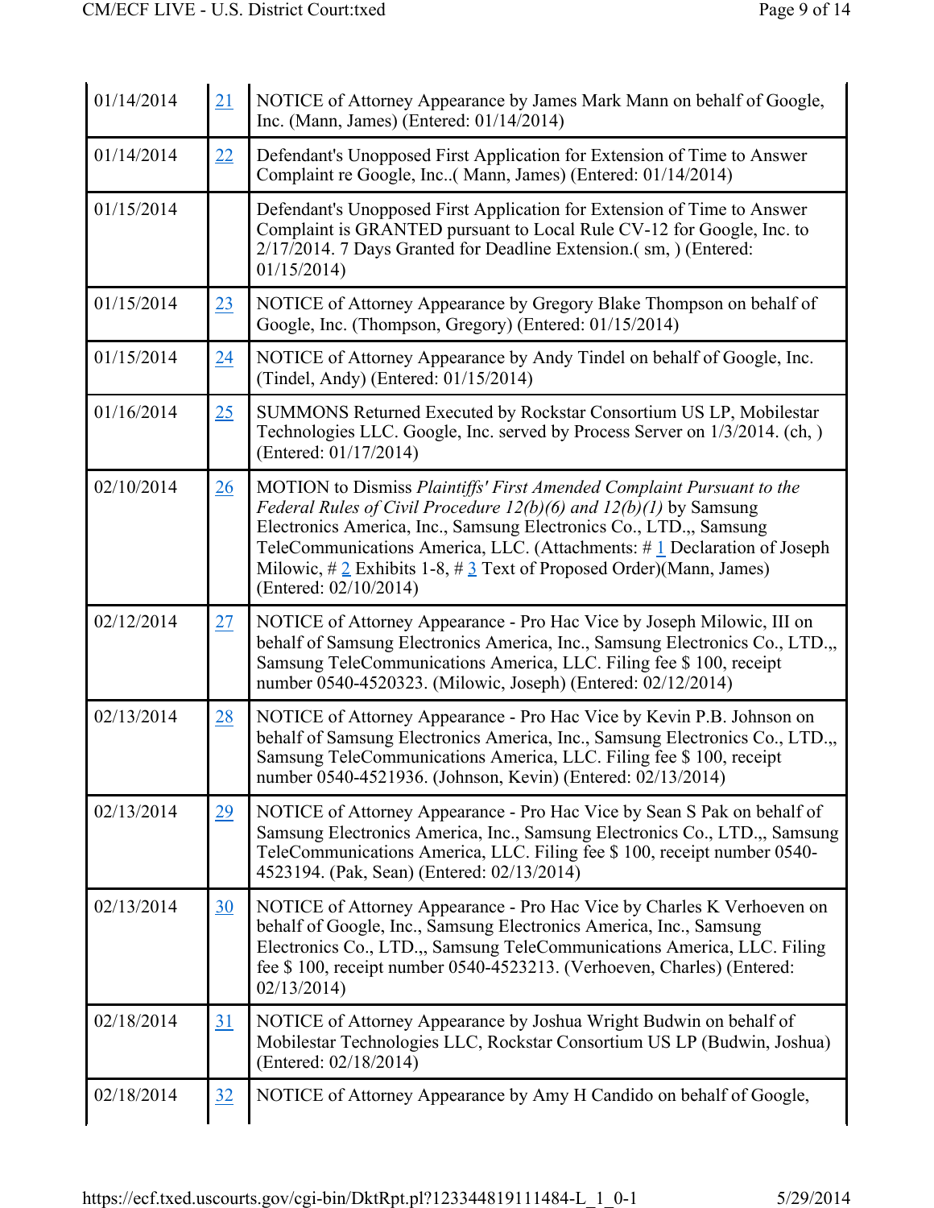| | | |
|---|---|---|
| 01/14/2014 | 21 | NOTICE of Attorney Appearance by James Mark Mann on behalf of Google, Inc. (Mann, James) (Entered: 01/14/2014) |
| 01/14/2014 | 22 | Defendant's Unopposed First Application for Extension of Time to Answer Complaint re Google, Inc..( Mann, James) (Entered: 01/14/2014) |
| 01/15/2014 | | Defendant's Unopposed First Application for Extension of Time to Answer Complaint is GRANTED pursuant to Local Rule CV-12 for Google, Inc. to 2/17/2014. 7 Days Granted for Deadline Extension.( sm, ) (Entered: 01/15/2014) |
| 01/15/2014 | 23 | NOTICE of Attorney Appearance by Gregory Blake Thompson on behalf of Google, Inc. (Thompson, Gregory) (Entered: 01/15/2014) |
| 01/15/2014 | 24 | NOTICE of Attorney Appearance by Andy Tindel on behalf of Google, Inc. (Tindel, Andy) (Entered: 01/15/2014) |
| 01/16/2014 | 25 | SUMMONS Returned Executed by Rockstar Consortium US LP, Mobilestar Technologies LLC. Google, Inc. served by Process Server on 1/3/2014. (ch, ) (Entered: 01/17/2014) |
| 02/10/2014 | 26 | MOTION to Dismiss *Plaintiffs' First Amended Complaint Pursuant to the Federal Rules of Civil Procedure 12(b)(6) and 12(b)(1)* by Samsung Electronics America, Inc., Samsung Electronics Co., LTD.,, Samsung TeleCommunications America, LLC. (Attachments: # 1 Declaration of Joseph Milowic, # 2 Exhibits 1-8, # 3 Text of Proposed Order)(Mann, James) (Entered: 02/10/2014) |
| 02/12/2014 | 27 | NOTICE of Attorney Appearance - Pro Hac Vice by Joseph Milowic, III on behalf of Samsung Electronics America, Inc., Samsung Electronics Co., LTD.,, Samsung TeleCommunications America, LLC. Filing fee $ 100, receipt number 0540-4520323. (Milowic, Joseph) (Entered: 02/12/2014) |
| 02/13/2014 | 28 | NOTICE of Attorney Appearance - Pro Hac Vice by Kevin P.B. Johnson on behalf of Samsung Electronics America, Inc., Samsung Electronics Co., LTD.,, Samsung TeleCommunications America, LLC. Filing fee $ 100, receipt number 0540-4521936. (Johnson, Kevin) (Entered: 02/13/2014) |
| 02/13/2014 | 29 | NOTICE of Attorney Appearance - Pro Hac Vice by Sean S Pak on behalf of Samsung Electronics America, Inc., Samsung Electronics Co., LTD.,, Samsung TeleCommunications America, LLC. Filing fee $ 100, receipt number 0540-4523194. (Pak, Sean) (Entered: 02/13/2014) |
| 02/13/2014 | 30 | NOTICE of Attorney Appearance - Pro Hac Vice by Charles K Verhoeven on behalf of Google, Inc., Samsung Electronics America, Inc., Samsung Electronics Co., LTD.,, Samsung TeleCommunications America, LLC. Filing fee $ 100, receipt number 0540-4523213. (Verhoeven, Charles) (Entered: 02/13/2014) |
| 02/18/2014 | 31 | NOTICE of Attorney Appearance by Joshua Wright Budwin on behalf of Mobilestar Technologies LLC, Rockstar Consortium US LP (Budwin, Joshua) (Entered: 02/18/2014) |
| 02/18/2014 | 32 | NOTICE of Attorney Appearance by Amy H Candido on behalf of Google, |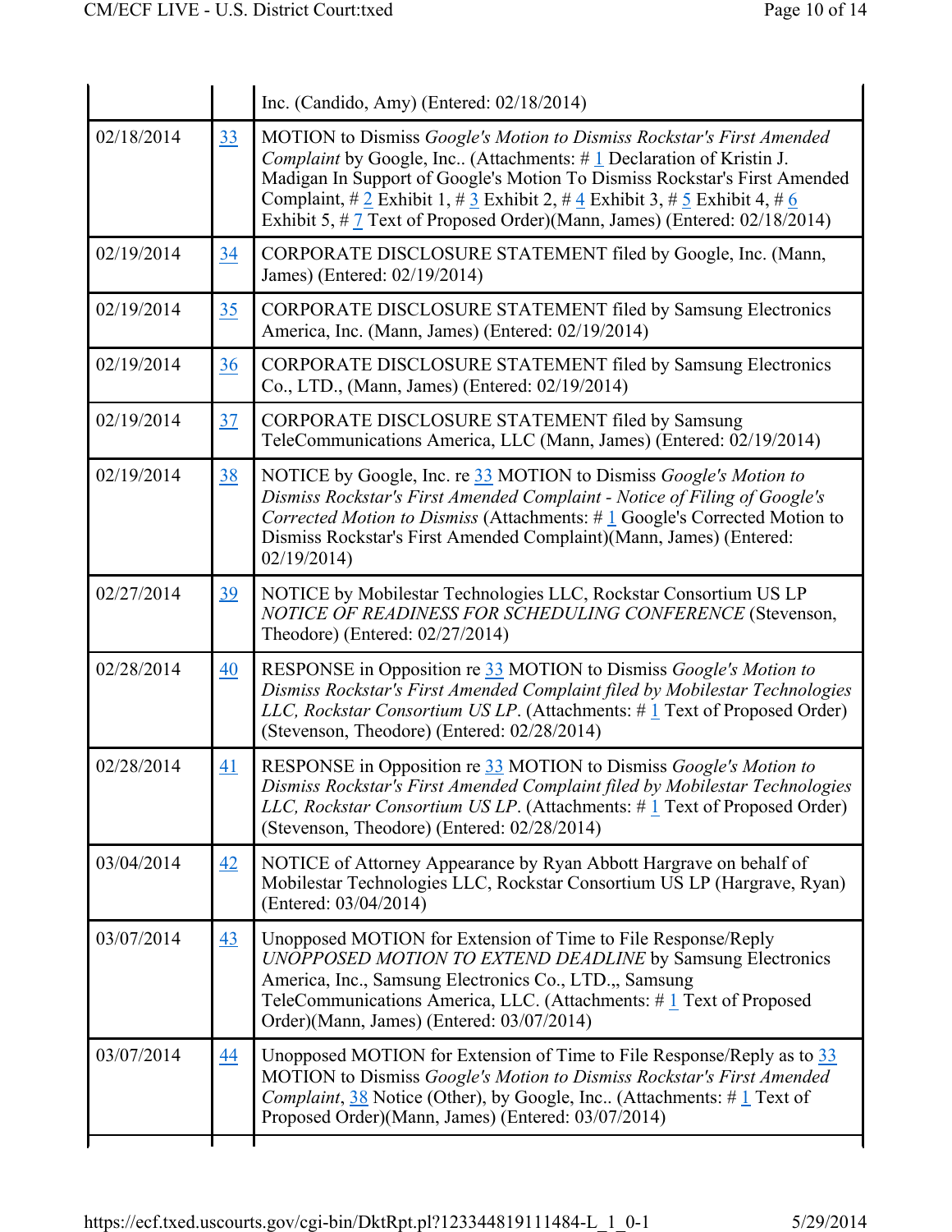| | | |
|---|---|---|
| | | Inc. (Candido, Amy) (Entered: 02/18/2014) |
| 02/18/2014 | 33 | MOTION to Dismiss *Google's Motion to Dismiss Rockstar's First Amended Complaint* by Google, Inc.. (Attachments: # 1 Declaration of Kristin J. Madigan In Support of Google's Motion To Dismiss Rockstar's First Amended Complaint, # 2 Exhibit 1, # 3 Exhibit 2, # 4 Exhibit 3, # 5 Exhibit 4, # 6 Exhibit 5, # 7 Text of Proposed Order)(Mann, James) (Entered: 02/18/2014) |
| 02/19/2014 | 34 | CORPORATE DISCLOSURE STATEMENT filed by Google, Inc. (Mann, James) (Entered: 02/19/2014) |
| 02/19/2014 | 35 | CORPORATE DISCLOSURE STATEMENT filed by Samsung Electronics America, Inc. (Mann, James) (Entered: 02/19/2014) |
| 02/19/2014 | 36 | CORPORATE DISCLOSURE STATEMENT filed by Samsung Electronics Co., LTD., (Mann, James) (Entered: 02/19/2014) |
| 02/19/2014 | 37 | CORPORATE DISCLOSURE STATEMENT filed by Samsung TeleCommunications America, LLC (Mann, James) (Entered: 02/19/2014) |
| 02/19/2014 | 38 | NOTICE by Google, Inc. re 33 MOTION to Dismiss *Google's Motion to Dismiss Rockstar's First Amended Complaint - Notice of Filing of Google's Corrected Motion to Dismiss* (Attachments: # 1 Google's Corrected Motion to Dismiss Rockstar's First Amended Complaint)(Mann, James) (Entered: 02/19/2014) |
| 02/27/2014 | 39 | NOTICE by Mobilestar Technologies LLC, Rockstar Consortium US LP *NOTICE OF READINESS FOR SCHEDULING CONFERENCE* (Stevenson, Theodore) (Entered: 02/27/2014) |
| 02/28/2014 | 40 | RESPONSE in Opposition re 33 MOTION to Dismiss *Google's Motion to Dismiss Rockstar's First Amended Complaint filed by Mobilestar Technologies LLC, Rockstar Consortium US LP*. (Attachments: # 1 Text of Proposed Order) (Stevenson, Theodore) (Entered: 02/28/2014) |
| 02/28/2014 | 41 | RESPONSE in Opposition re 33 MOTION to Dismiss *Google's Motion to Dismiss Rockstar's First Amended Complaint filed by Mobilestar Technologies LLC, Rockstar Consortium US LP*. (Attachments: # 1 Text of Proposed Order) (Stevenson, Theodore) (Entered: 02/28/2014) |
| 03/04/2014 | 42 | NOTICE of Attorney Appearance by Ryan Abbott Hargrave on behalf of Mobilestar Technologies LLC, Rockstar Consortium US LP (Hargrave, Ryan) (Entered: 03/04/2014) |
| 03/07/2014 | 43 | Unopposed MOTION for Extension of Time to File Response/Reply *UNOPPOSED MOTION TO EXTEND DEADLINE* by Samsung Electronics America, Inc., Samsung Electronics Co., LTD.,, Samsung TeleCommunications America, LLC. (Attachments: # 1 Text of Proposed Order)(Mann, James) (Entered: 03/07/2014) |
| 03/07/2014 | 44 | Unopposed MOTION for Extension of Time to File Response/Reply as to 33 MOTION to Dismiss *Google's Motion to Dismiss Rockstar's First Amended Complaint*, 38 Notice (Other), by Google, Inc.. (Attachments: # 1 Text of Proposed Order)(Mann, James) (Entered: 03/07/2014) |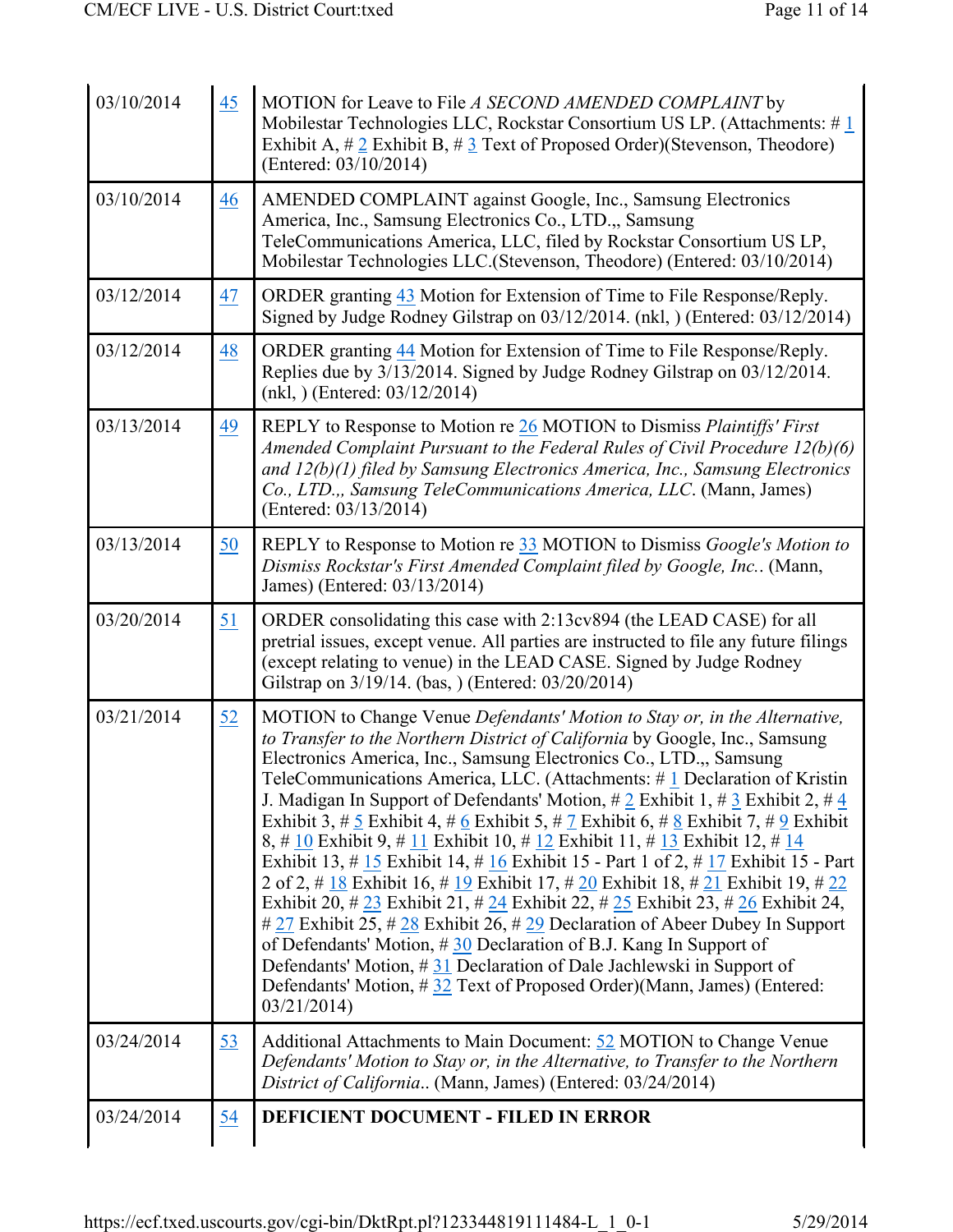| | | |
|---|---|---|
| 03/10/2014 | 45 | MOTION for Leave to File *A SECOND AMENDED COMPLAINT* by Mobilestar Technologies LLC, Rockstar Consortium US LP. (Attachments: # 1 Exhibit A, # 2 Exhibit B, # 3 Text of Proposed Order)(Stevenson, Theodore) (Entered: 03/10/2014) |
| 03/10/2014 | 46 | AMENDED COMPLAINT against Google, Inc., Samsung Electronics America, Inc., Samsung Electronics Co., LTD.,, Samsung TeleCommunications America, LLC, filed by Rockstar Consortium US LP, Mobilestar Technologies LLC.(Stevenson, Theodore) (Entered: 03/10/2014) |
| 03/12/2014 | 47 | ORDER granting 43 Motion for Extension of Time to File Response/Reply. Signed by Judge Rodney Gilstrap on 03/12/2014. (nkl, ) (Entered: 03/12/2014) |
| 03/12/2014 | 48 | ORDER granting 44 Motion for Extension of Time to File Response/Reply. Replies due by 3/13/2014. Signed by Judge Rodney Gilstrap on 03/12/2014. (nkl, ) (Entered: 03/12/2014) |
| 03/13/2014 | 49 | REPLY to Response to Motion re 26 MOTION to Dismiss *Plaintiffs' First Amended Complaint Pursuant to the Federal Rules of Civil Procedure 12(b)(6) and 12(b)(1) filed by Samsung Electronics America, Inc., Samsung Electronics Co., LTD.,, Samsung TeleCommunications America, LLC*. (Mann, James) (Entered: 03/13/2014) |
| 03/13/2014 | 50 | REPLY to Response to Motion re 33 MOTION to Dismiss *Google's Motion to Dismiss Rockstar's First Amended Complaint filed by Google, Inc.*. (Mann, James) (Entered: 03/13/2014) |
| 03/20/2014 | 51 | ORDER consolidating this case with 2:13cv894 (the LEAD CASE) for all pretrial issues, except venue. All parties are instructed to file any future filings (except relating to venue) in the LEAD CASE. Signed by Judge Rodney Gilstrap on 3/19/14. (bas, ) (Entered: 03/20/2014) |
| 03/21/2014 | 52 | MOTION to Change Venue *Defendants' Motion to Stay or, in the Alternative, to Transfer to the Northern District of California* by Google, Inc., Samsung Electronics America, Inc., Samsung Electronics Co., LTD.,, Samsung TeleCommunications America, LLC. (Attachments: # 1 Declaration of Kristin J. Madigan In Support of Defendants' Motion, # 2 Exhibit 1, # 3 Exhibit 2, # 4 Exhibit 3, # 5 Exhibit 4, # 6 Exhibit 5, # 7 Exhibit 6, # 8 Exhibit 7, # 9 Exhibit 8, # 10 Exhibit 9, # 11 Exhibit 10, # 12 Exhibit 11, # 13 Exhibit 12, # 14 Exhibit 13, # 15 Exhibit 14, # 16 Exhibit 15 - Part 1 of 2, # 17 Exhibit 15 - Part 2 of 2, # 18 Exhibit 16, # 19 Exhibit 17, # 20 Exhibit 18, # 21 Exhibit 19, # 22 Exhibit 20, # 23 Exhibit 21, # 24 Exhibit 22, # 25 Exhibit 23, # 26 Exhibit 24, # 27 Exhibit 25, # 28 Exhibit 26, # 29 Declaration of Abeer Dubey In Support of Defendants' Motion, # 30 Declaration of B.J. Kang In Support of Defendants' Motion, # 31 Declaration of Dale Jachlewski in Support of Defendants' Motion, # 32 Text of Proposed Order)(Mann, James) (Entered: 03/21/2014) |
| 03/24/2014 | 53 | Additional Attachments to Main Document: 52 MOTION to Change Venue *Defendants' Motion to Stay or, in the Alternative, to Transfer to the Northern District of California*.. (Mann, James) (Entered: 03/24/2014) |
| 03/24/2014 | 54 | **DEFICIENT DOCUMENT - FILED IN ERROR** |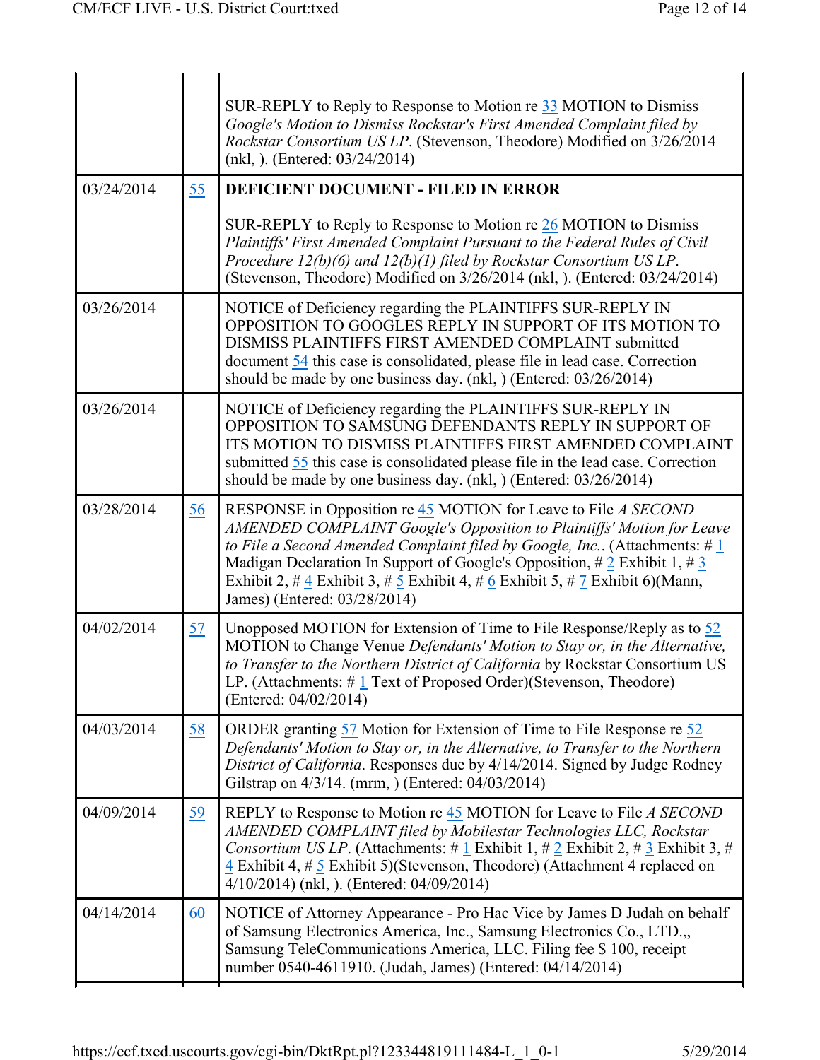| | | |
|---|---|---|
| | | SUR-REPLY to Reply to Response to Motion re 33 MOTION to Dismiss *Google's Motion to Dismiss Rockstar's First Amended Complaint filed by Rockstar Consortium US LP*. (Stevenson, Theodore) Modified on 3/26/2014 (nkl, ). (Entered: 03/24/2014) |
| 03/24/2014 | 55 | **DEFICIENT DOCUMENT - FILED IN ERROR**<br><br>SUR-REPLY to Reply to Response to Motion re 26 MOTION to Dismiss *Plaintiffs' First Amended Complaint Pursuant to the Federal Rules of Civil Procedure 12(b)(6) and 12(b)(1) filed by Rockstar Consortium US LP*. (Stevenson, Theodore) Modified on 3/26/2014 (nkl, ). (Entered: 03/24/2014) |
| 03/26/2014 | | NOTICE of Deficiency regarding the PLAINTIFFS SUR-REPLY IN OPPOSITION TO GOOGLES REPLY IN SUPPORT OF ITS MOTION TO DISMISS PLAINTIFFS FIRST AMENDED COMPLAINT submitted document 54 this case is consolidated, please file in lead case. Correction should be made by one business day. (nkl, ) (Entered: 03/26/2014) |
| 03/26/2014 | | NOTICE of Deficiency regarding the PLAINTIFFS SUR-REPLY IN OPPOSITION TO SAMSUNG DEFENDANTS REPLY IN SUPPORT OF ITS MOTION TO DISMISS PLAINTIFFS FIRST AMENDED COMPLAINT submitted 55 this case is consolidated please file in the lead case. Correction should be made by one business day. (nkl, ) (Entered: 03/26/2014) |
| 03/28/2014 | 56 | RESPONSE in Opposition re 45 MOTION for Leave to File *A SECOND AMENDED COMPLAINT Google's Opposition to Plaintiffs' Motion for Leave to File a Second Amended Complaint filed by Google, Inc.*. (Attachments: # 1 Madigan Declaration In Support of Google's Opposition, # 2 Exhibit 1, # 3 Exhibit 2, # 4 Exhibit 3, # 5 Exhibit 4, # 6 Exhibit 5, # 7 Exhibit 6)(Mann, James) (Entered: 03/28/2014) |
| 04/02/2014 | 57 | Unopposed MOTION for Extension of Time to File Response/Reply as to 52 MOTION to Change Venue *Defendants' Motion to Stay or, in the Alternative, to Transfer to the Northern District of California* by Rockstar Consortium US LP. (Attachments: # 1 Text of Proposed Order)(Stevenson, Theodore) (Entered: 04/02/2014) |
| 04/03/2014 | 58 | ORDER granting 57 Motion for Extension of Time to File Response re 52 *Defendants' Motion to Stay or, in the Alternative, to Transfer to the Northern District of California*. Responses due by 4/14/2014. Signed by Judge Rodney Gilstrap on 4/3/14. (mrm, ) (Entered: 04/03/2014) |
| 04/09/2014 | 59 | REPLY to Response to Motion re 45 MOTION for Leave to File *A SECOND AMENDED COMPLAINT filed by Mobilestar Technologies LLC, Rockstar Consortium US LP*. (Attachments: # 1 Exhibit 1, # 2 Exhibit 2, # 3 Exhibit 3, # 4 Exhibit 4, # 5 Exhibit 5)(Stevenson, Theodore) (Attachment 4 replaced on 4/10/2014) (nkl, ). (Entered: 04/09/2014) |
| 04/14/2014 | 60 | NOTICE of Attorney Appearance - Pro Hac Vice by James D Judah on behalf of Samsung Electronics America, Inc., Samsung Electronics Co., LTD.,, Samsung TeleCommunications America, LLC. Filing fee $ 100, receipt number 0540-4611910. (Judah, James) (Entered: 04/14/2014) |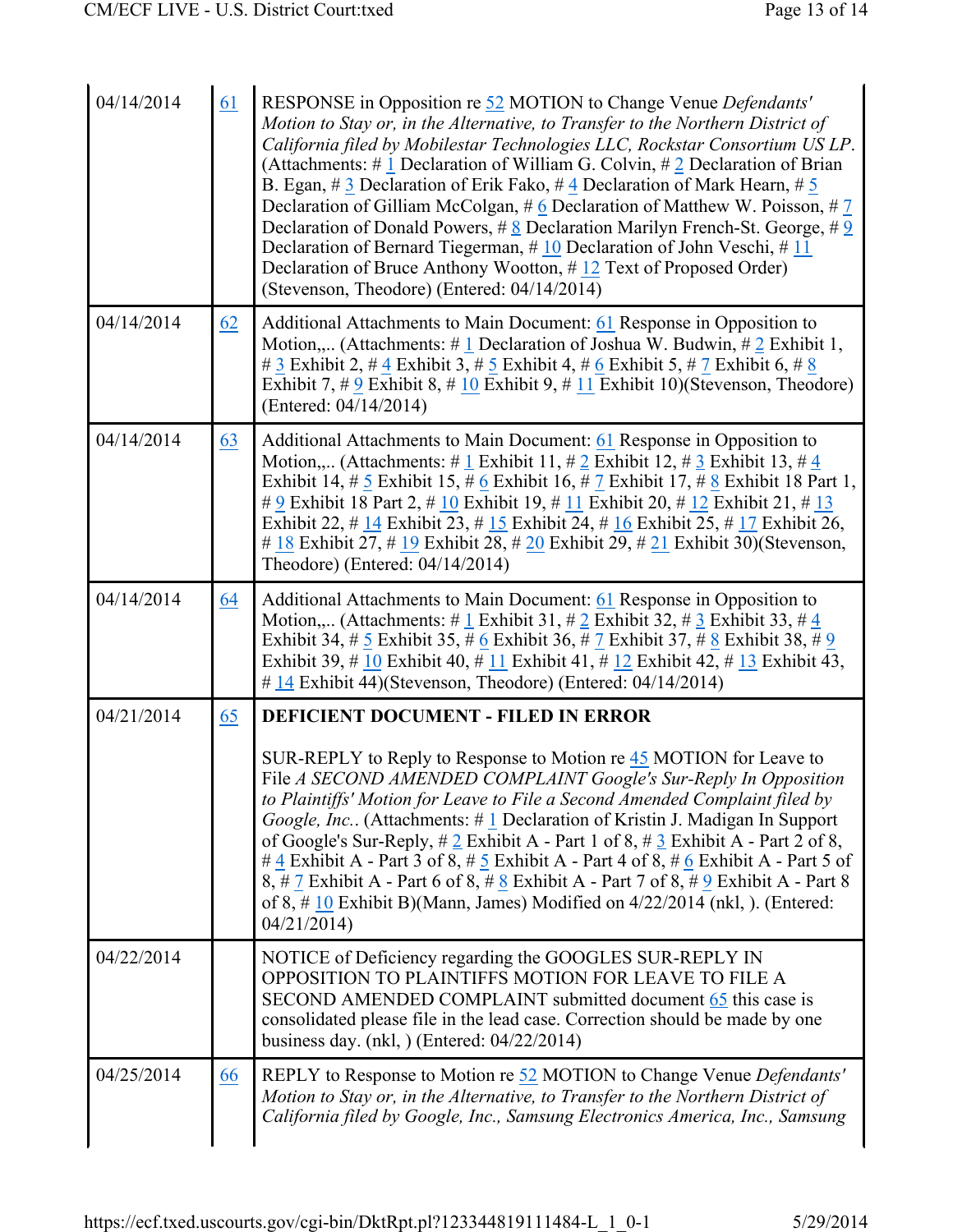| | | |
|---|---|---|
| 04/14/2014 | 61 | RESPONSE in Opposition re 52 MOTION to Change Venue *Defendants' Motion to Stay or, in the Alternative, to Transfer to the Northern District of California filed by Mobilestar Technologies LLC, Rockstar Consortium US LP*. (Attachments: # 1 Declaration of William G. Colvin, # 2 Declaration of Brian B. Egan, # 3 Declaration of Erik Fako, # 4 Declaration of Mark Hearn, # 5 Declaration of Gilliam McColgan, # 6 Declaration of Matthew W. Poisson, # 7 Declaration of Donald Powers, # 8 Declaration Marilyn French-St. George, # 9 Declaration of Bernard Tiegerman, # 10 Declaration of John Veschi, # 11 Declaration of Bruce Anthony Wootton, # 12 Text of Proposed Order) (Stevenson, Theodore) (Entered: 04/14/2014) |
| 04/14/2014 | 62 | Additional Attachments to Main Document: 61 Response in Opposition to Motion,,.. (Attachments: # 1 Declaration of Joshua W. Budwin, # 2 Exhibit 1, # 3 Exhibit 2, # 4 Exhibit 3, # 5 Exhibit 4, # 6 Exhibit 5, # 7 Exhibit 6, # 8 Exhibit 7, # 9 Exhibit 8, # 10 Exhibit 9, # 11 Exhibit 10)(Stevenson, Theodore) (Entered: 04/14/2014) |
| 04/14/2014 | 63 | Additional Attachments to Main Document: 61 Response in Opposition to Motion,,.. (Attachments: # 1 Exhibit 11, # 2 Exhibit 12, # 3 Exhibit 13, # 4 Exhibit 14, # 5 Exhibit 15, # 6 Exhibit 16, # 7 Exhibit 17, # 8 Exhibit 18 Part 1, # 9 Exhibit 18 Part 2, # 10 Exhibit 19, # 11 Exhibit 20, # 12 Exhibit 21, # 13 Exhibit 22, # 14 Exhibit 23, # 15 Exhibit 24, # 16 Exhibit 25, # 17 Exhibit 26, # 18 Exhibit 27, # 19 Exhibit 28, # 20 Exhibit 29, # 21 Exhibit 30)(Stevenson, Theodore) (Entered: 04/14/2014) |
| 04/14/2014 | 64 | Additional Attachments to Main Document: 61 Response in Opposition to Motion,,.. (Attachments: # 1 Exhibit 31, # 2 Exhibit 32, # 3 Exhibit 33, # 4 Exhibit 34, # 5 Exhibit 35, # 6 Exhibit 36, # 7 Exhibit 37, # 8 Exhibit 38, # 9 Exhibit 39, # 10 Exhibit 40, # 11 Exhibit 41, # 12 Exhibit 42, # 13 Exhibit 43, # 14 Exhibit 44)(Stevenson, Theodore) (Entered: 04/14/2014) |
| 04/21/2014 | 65 | **DEFICIENT DOCUMENT - FILED IN ERROR** <br><br> SUR-REPLY to Reply to Response to Motion re 45 MOTION for Leave to File *A SECOND AMENDED COMPLAINT Google's Sur-Reply In Opposition to Plaintiffs' Motion for Leave to File a Second Amended Complaint filed by Google, Inc.*. (Attachments: # 1 Declaration of Kristin J. Madigan In Support of Google's Sur-Reply, # 2 Exhibit A - Part 1 of 8, # 3 Exhibit A - Part 2 of 8, # 4 Exhibit A - Part 3 of 8, # 5 Exhibit A - Part 4 of 8, # 6 Exhibit A - Part 5 of 8, # 7 Exhibit A - Part 6 of 8, # 8 Exhibit A - Part 7 of 8, # 9 Exhibit A - Part 8 of 8, # 10 Exhibit B)(Mann, James) Modified on 4/22/2014 (nkl, ). (Entered: 04/21/2014) |
| 04/22/2014 | | NOTICE of Deficiency regarding the GOOGLES SUR-REPLY IN OPPOSITION TO PLAINTIFFS MOTION FOR LEAVE TO FILE A SECOND AMENDED COMPLAINT submitted document 65 this case is consolidated please file in the lead case. Correction should be made by one business day. (nkl, ) (Entered: 04/22/2014) |
| 04/25/2014 | 66 | REPLY to Response to Motion re 52 MOTION to Change Venue *Defendants' Motion to Stay or, in the Alternative, to Transfer to the Northern District of California filed by Google, Inc., Samsung Electronics America, Inc., Samsung* |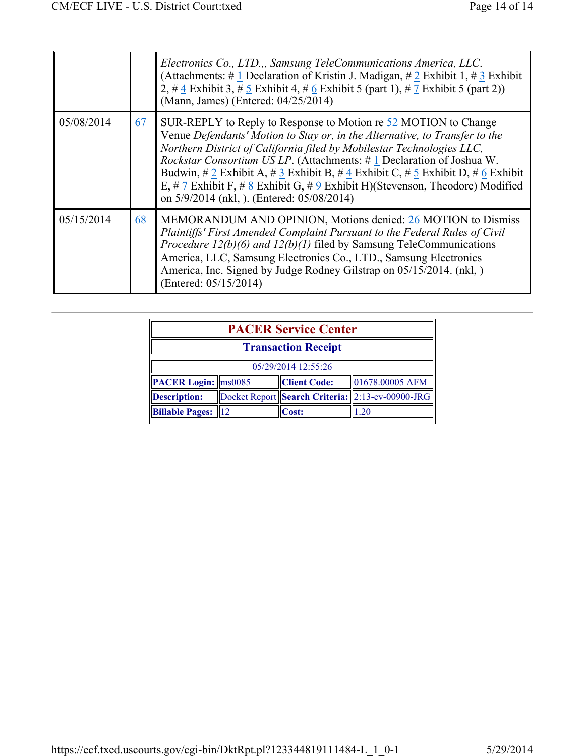| | | |
|---|---|---|
| | | *Electronics Co., LTD.,, Samsung TeleCommunications America, LLC.* (Attachments: # 1 Declaration of Kristin J. Madigan, # 2 Exhibit 1, # 3 Exhibit 2, # 4 Exhibit 3, # 5 Exhibit 4, # 6 Exhibit 5 (part 1), # 7 Exhibit 5 (part 2)) (Mann, James) (Entered: 04/25/2014) |
| 05/08/2014 | 67 | SUR-REPLY to Reply to Response to Motion re 52 MOTION to Change Venue *Defendants' Motion to Stay or, in the Alternative, to Transfer to the Northern District of California filed by Mobilestar Technologies LLC, Rockstar Consortium US LP.* (Attachments: # 1 Declaration of Joshua W. Budwin, # 2 Exhibit A, # 3 Exhibit B, # 4 Exhibit C, # 5 Exhibit D, # 6 Exhibit E, # 7 Exhibit F, # 8 Exhibit G, # 9 Exhibit H)(Stevenson, Theodore) Modified on 5/9/2014 (nkl, ). (Entered: 05/08/2014) |
| 05/15/2014 | 68 | MEMORANDUM AND OPINION, Motions denied: 26 MOTION to Dismiss *Plaintiffs' First Amended Complaint Pursuant to the Federal Rules of Civil Procedure 12(b)(6) and 12(b)(1)* filed by Samsung TeleCommunications America, LLC, Samsung Electronics Co., LTD., Samsung Electronics America, Inc. Signed by Judge Rodney Gilstrap on 05/15/2014. (nkl, ) (Entered: 05/15/2014) |

| PACER Service Center | | | |
|---|---|---|---|
| **Transaction Receipt** | | | |
| 05/29/2014 12:55:26 | | | |
| **PACER Login:** | ms0085 | **Client Code:** | 01678.00005 AFM |
| **Description:** | Docket Report | **Search Criteria:** | 2:13-cv-00900-JRG |
| **Billable Pages:** | 12 | **Cost:** | 1.20 |